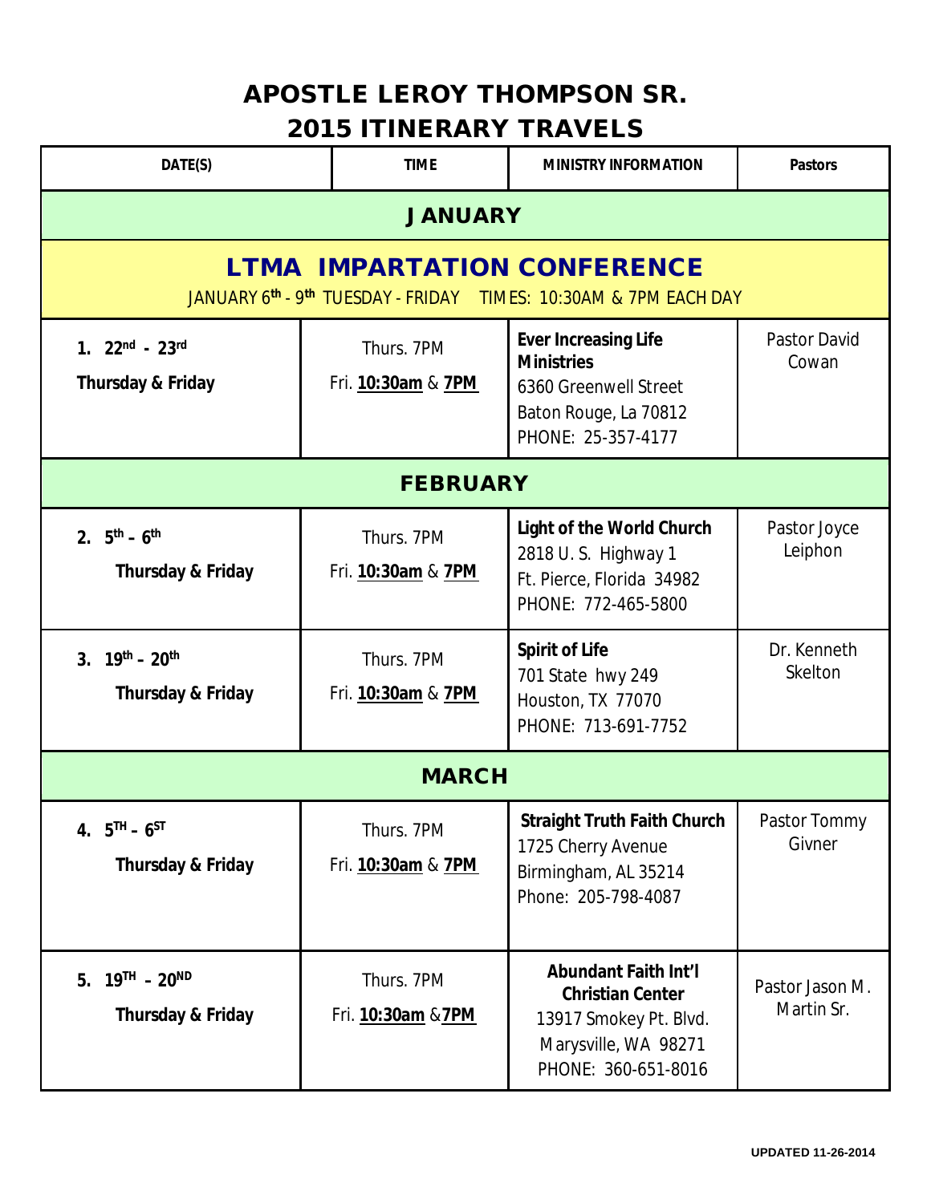# APOSTLE LEROY THOMPSON SR.
## 2015 ITINERARY TRAVELS

| DATE(S) | TIME | MINISTRY INFORMATION | Pastors |
|---|---|---|---|
| **JANUARY** | | | |
| **LTMA IMPARTATION CONFERENCE** JANUARY 6th - 9th TUESDAY - FRIDAY TIMES: 10:30AM & 7PM EACH DAY | | | |
| **1. 22nd - 23rd Thursday & Friday** | Thurs. 7PM Fri. **10:30am** & **7PM** | **Ever Increasing Life Ministries** 6360 Greenwell Street Baton Rouge, La 70812 PHONE: 25-357-4177 | Pastor David Cowan |
| **FEBRUARY** | | | |
| **2. 5th – 6th Thursday & Friday** | Thurs. 7PM Fri. **10:30am** & **7PM** | **Light of the World Church** 2818 U. S. Highway 1 Ft. Pierce, Florida 34982 PHONE: 772-465-5800 | Pastor Joyce Leiphon |
| **3. 19th – 20th Thursday & Friday** | Thurs. 7PM Fri. **10:30am** & **7PM** | **Spirit of Life** 701 State hwy 249 Houston, TX 77070 PHONE: 713-691-7752 | Dr. Kenneth Skelton |
| **MARCH** | | | |
| **4. 5TH – 6ST Thursday & Friday** | Thurs. 7PM Fri. **10:30am** & **7PM** | **Straight Truth Faith Church** 1725 Cherry Avenue Birmingham, AL 35214 Phone: 205-798-4087 | Pastor Tommy Givner |
| **5. 19TH – 20ND Thursday & Friday** | Thurs. 7PM Fri. **10:30am** &**7PM** | **Abundant Faith Int'l Christian Center** 13917 Smokey Pt. Blvd. Marysville, WA 98271 PHONE: 360-651-8016 | Pastor Jason M. Martin Sr. |

UPDATED 11-26-2014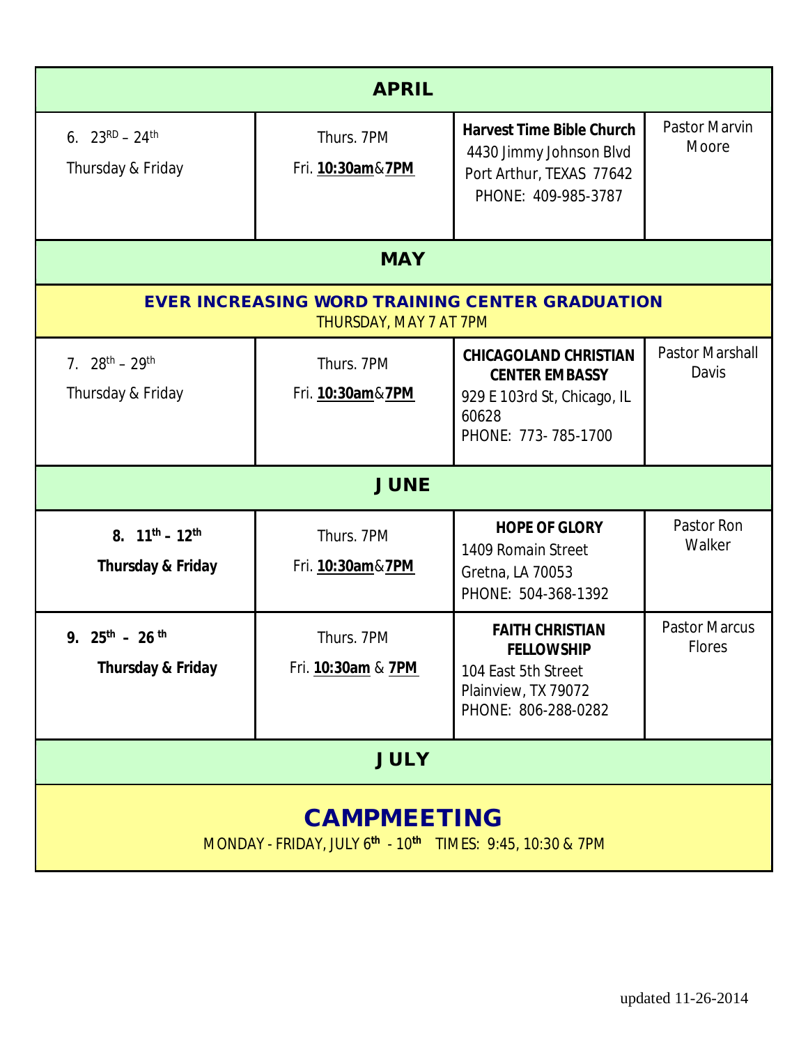| APRIL | | | |
|---|---|---|---|
| 6. 23RD – 24th Thursday & Friday | Thurs. 7PM Fri. **10:30am**&**7PM** | **Harvest Time Bible Church** 4430 Jimmy Johnson Blvd Port Arthur, TEXAS 77642 PHONE: 409-985-3787 | Pastor Marvin Moore |
| **MAY** | | | |
| **EVER INCREASING WORD TRAINING CENTER GRADUATION** THURSDAY, MAY 7 AT 7PM | | | |
| 7. 28th – 29th Thursday & Friday | Thurs. 7PM Fri. **10:30am**&**7PM** | **CHICAGOLAND CHRISTIAN CENTER EMBASSY** 929 E 103rd St, Chicago, IL 60628 PHONE: 773- 785-1700 | Pastor Marshall Davis |
| **JUNE** | | | |
| **8. 11th – 12th Thursday & Friday** | Thurs. 7PM Fri. **10:30am**&**7PM** | **HOPE OF GLORY** 1409 Romain Street Gretna, LA 70053 PHONE: 504-368-1392 | Pastor Ron Walker |
| **9. 25th – 26th Thursday & Friday** | Thurs. 7PM Fri. **10:30am** & **7PM** | **FAITH CHRISTIAN FELLOWSHIP** 104 East 5th Street Plainview, TX 79072 PHONE: 806-288-0282 | Pastor Marcus Flores |
| **JULY** | | | |
| **CAMPMEETING** MONDAY - FRIDAY, JULY 6th - 10th TIMES: 9:45, 10:30 & 7PM | | | |

updated 11-26-2014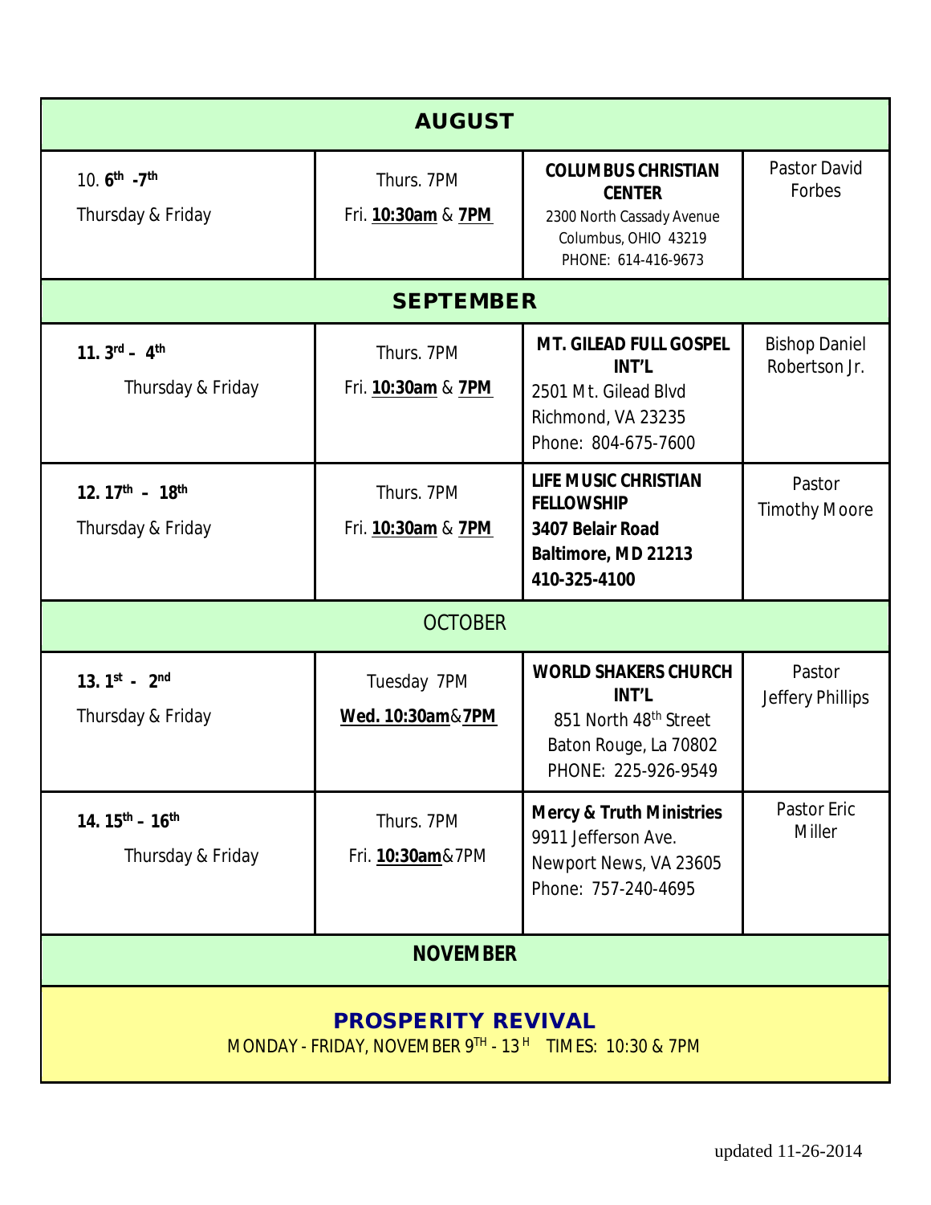| **AUGUST** | | | |
|---|---|---|---|
| 10. **6th -7th** Thursday & Friday | Thurs. 7PM Fri. **10:30am** & **7PM** | **COLUMBUS CHRISTIAN CENTER** 2300 North Cassady Avenue Columbus, OHIO 43219 PHONE: 614-416-9673 | Pastor David Forbes |
| **SEPTEMBER** | | | |
| **11. 3rd – 4th** Thursday & Friday | Thurs. 7PM Fri. **10:30am** & **7PM** | **MT. GILEAD FULL GOSPEL INT'L** 2501 Mt. Gilead Blvd Richmond, VA 23235 Phone: 804-675-7600 | Bishop Daniel Robertson Jr. |
| **12. 17th – 18th** Thursday & Friday | Thurs. 7PM Fri. **10:30am** & **7PM** | **LIFE MUSIC CHRISTIAN FELLOWSHIP 3407 Belair Road Baltimore, MD 21213 410-325-4100** | Pastor Timothy Moore |
| OCTOBER | | | |
| **13. 1st - 2nd** Thursday & Friday | Tuesday 7PM **Wed. 10:30am**&**7PM** | **WORLD SHAKERS CHURCH INT'L** 851 North 48th Street Baton Rouge, La 70802 PHONE: 225-926-9549 | Pastor Jeffery Phillips |
| **14. 15th – 16th** Thursday & Friday | Thurs. 7PM Fri. **10:30am**&7PM | **Mercy & Truth Ministries** 9911 Jefferson Ave. Newport News, VA 23605 Phone: 757-240-4695 | Pastor Eric Miller |
| **NOVEMBER** | | | |
| **PROSPERITY REVIVAL** MONDAY - FRIDAY, NOVEMBER 9TH - 13H TIMES: 10:30 & 7PM | | | |

updated 11-26-2014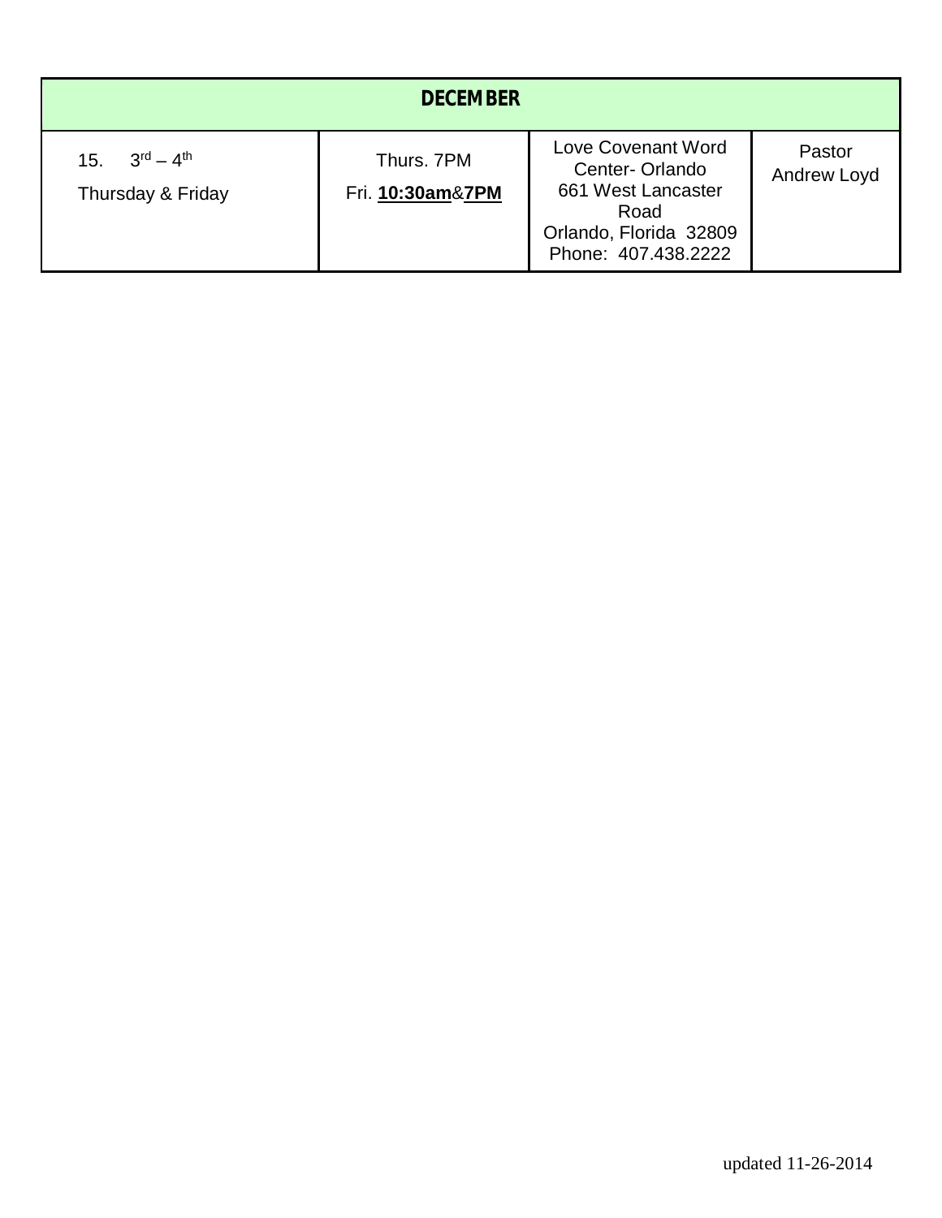| DECEMBER | | | |
|---|---|---|---|
| 15. 3rd – 4th<br>Thursday & Friday | Thurs. 7PM<br>Fri. **<u>10:30am</u>**&**<u>7PM</u>** | Love Covenant Word Center- Orlando<br>661 West Lancaster Road<br>Orlando, Florida 32809<br>Phone: 407.438.2222 | Pastor Andrew Loyd |

updated 11-26-2014